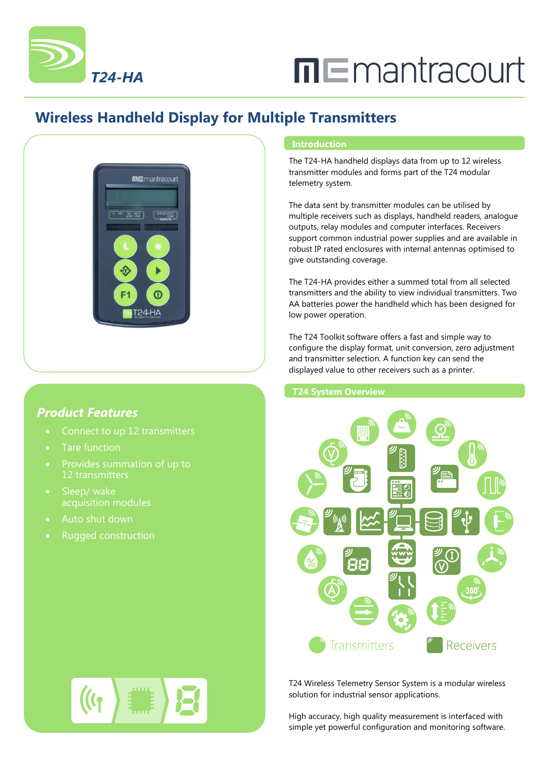T24-HA

mantracourt

# Wireless Handheld Display for Multiple Transmitters

## Introduction

The T24-HA handheld displays data from up to 12 wireless transmitter modules and forms part of the T24 modular telemetry system.

The data sent by transmitter modules can be utilised by multiple receivers such as displays, handheld readers, analogue outputs, relay modules and computer interfaces. Receivers support common industrial power supplies and are available in robust IP rated enclosures with internal antennas optimised to give outstanding coverage.

The T24-HA provides either a summed total from all selected transmitters and the ability to view individual transmitters. Two AA batteries power the handheld which has been designed for low power operation.

The T24 Toolkit software offers a fast and simple way to configure the display format, unit conversion, zero adjustment and transmitter selection. A function key can send the displayed value to other receivers such as a printer.

## Product Features

- Connect to up 12 transmitters
- Tare function
- Provides summation of up to 12 transmitters
- Sleep/ wake acquisition modules
- Auto shut down
- Rugged construction

## T24 System Overview

Transmitters Receivers

T24 Wireless Telemetry Sensor System is a modular wireless solution for industrial sensor applications.

High accuracy, high quality measurement is interfaced with simple yet powerful configuration and monitoring software.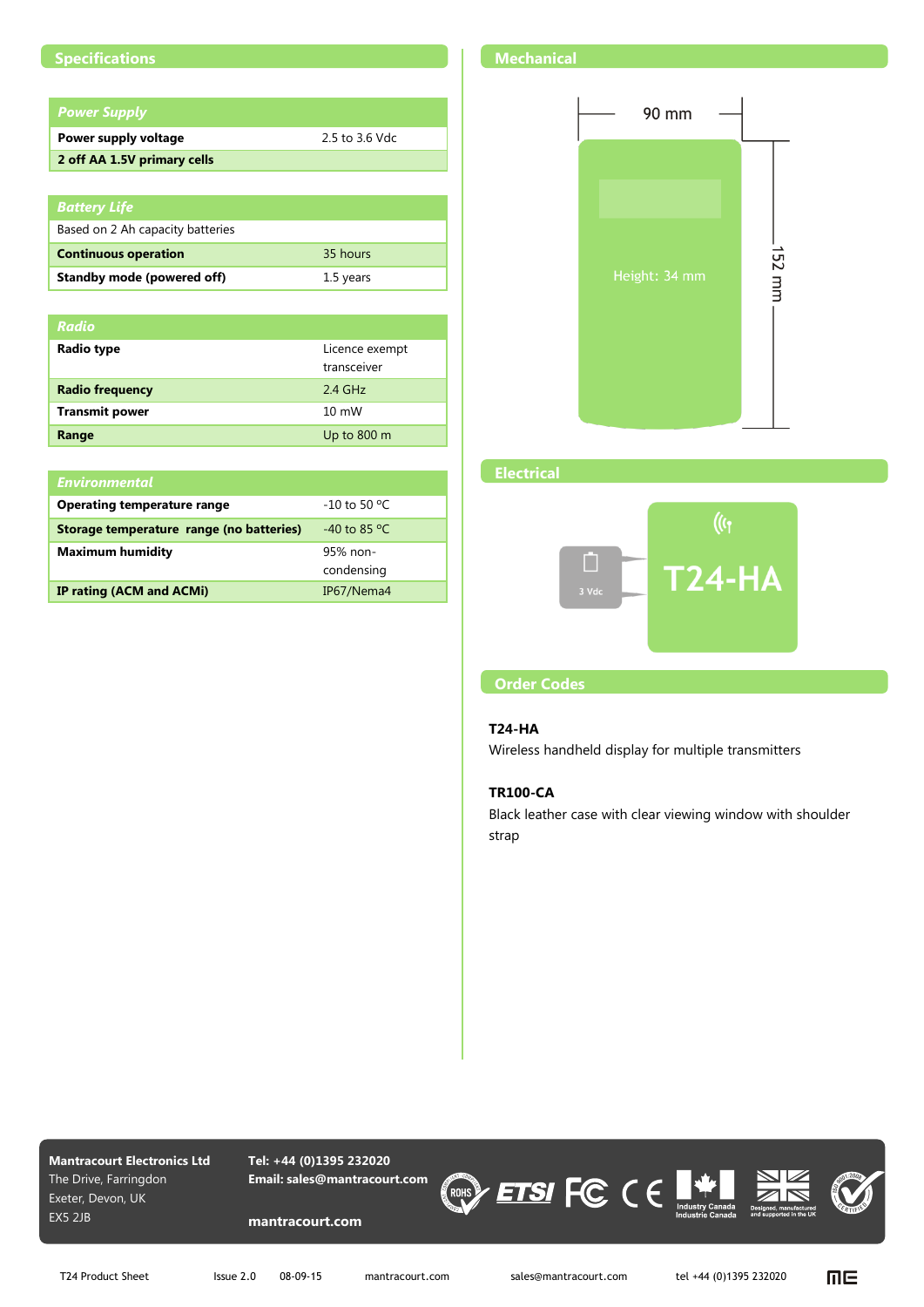## Specifications

| Power Supply | |
|---|---|
| **Power supply voltage** | 2.5 to 3.6 Vdc |
| **2 off AA 1.5V primary cells** | |

| Battery Life | |
|---|---|
| Based on 2 Ah capacity batteries | |
| **Continuous operation** | 35 hours |
| **Standby mode (powered off)** | 1.5 years |

| Radio | |
|---|---|
| **Radio type** | Licence exempt transceiver |
| **Radio frequency** | 2.4 GHz |
| **Transmit power** | 10 mW |
| **Range** | Up to 800 m |

| Environmental | |
|---|---|
| **Operating temperature range** | -10 to 50 ºC |
| **Storage temperature range (no batteries)** | -40 to 85 ºC |
| **Maximum humidity** | 95% non-condensing |
| **IP rating (ACM and ACMi)** | IP67/Nema4 |

## Mechanical

90 mm

152 mm

Height: 34 mm

## Electrical

3 Vdc

T24-HA

## Order Codes

**T24-HA**
Wireless handheld display for multiple transmitters

**TR100-CA**
Black leather case with clear viewing window with shoulder strap

**Mantracourt Electronics Ltd**
The Drive, Farringdon
Exeter, Devon, UK
EX5 2JB

**Tel: +44 (0)1395 232020**
**Email: sales@mantracourt.com**

**mantracourt.com**